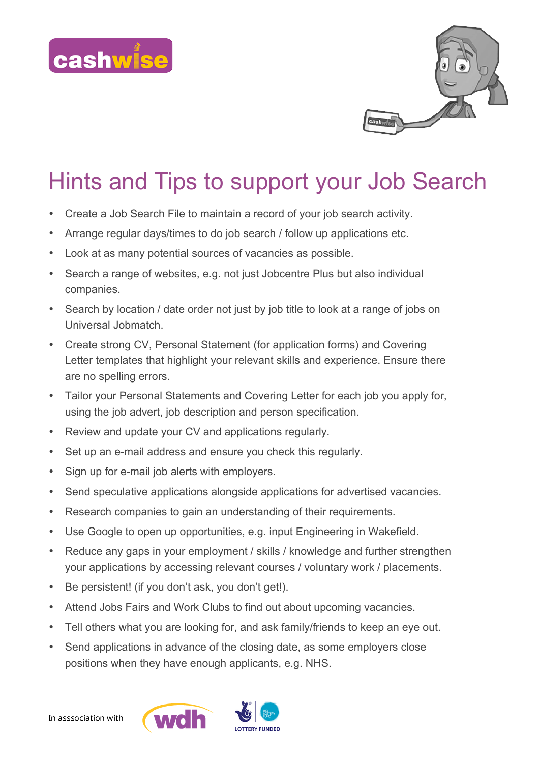# Hints and Tips to support your Job Search

- Create a Job Search File to maintain a record of your job search activity.
- Arrange regular days/times to do job search / follow up applications etc.
- Look at as many potential sources of vacancies as possible.
- Search a range of websites, e.g. not just Jobcentre Plus but also individual companies.
- Search by location / date order not just by job title to look at a range of jobs on Universal Jobmatch.
- Create strong CV, Personal Statement (for application forms) and Covering Letter templates that highlight your relevant skills and experience. Ensure there are no spelling errors.
- Tailor your Personal Statements and Covering Letter for each job you apply for, using the job advert, job description and person specification.
- Review and update your CV and applications regularly.
- Set up an e-mail address and ensure you check this regularly.
- Sign up for e-mail job alerts with employers.
- Send speculative applications alongside applications for advertised vacancies.
- Research companies to gain an understanding of their requirements.
- Use Google to open up opportunities, e.g. input Engineering in Wakefield.
- Reduce any gaps in your employment / skills / knowledge and further strengthen your applications by accessing relevant courses / voluntary work / placements.
- Be persistent! (if you don't ask, you don't get!).
- Attend Jobs Fairs and Work Clubs to find out about upcoming vacancies.
- Tell others what you are looking for, and ask family/friends to keep an eye out.
- Send applications in advance of the closing date, as some employers close positions when they have enough applicants, e.g. NHS.

In asssociation with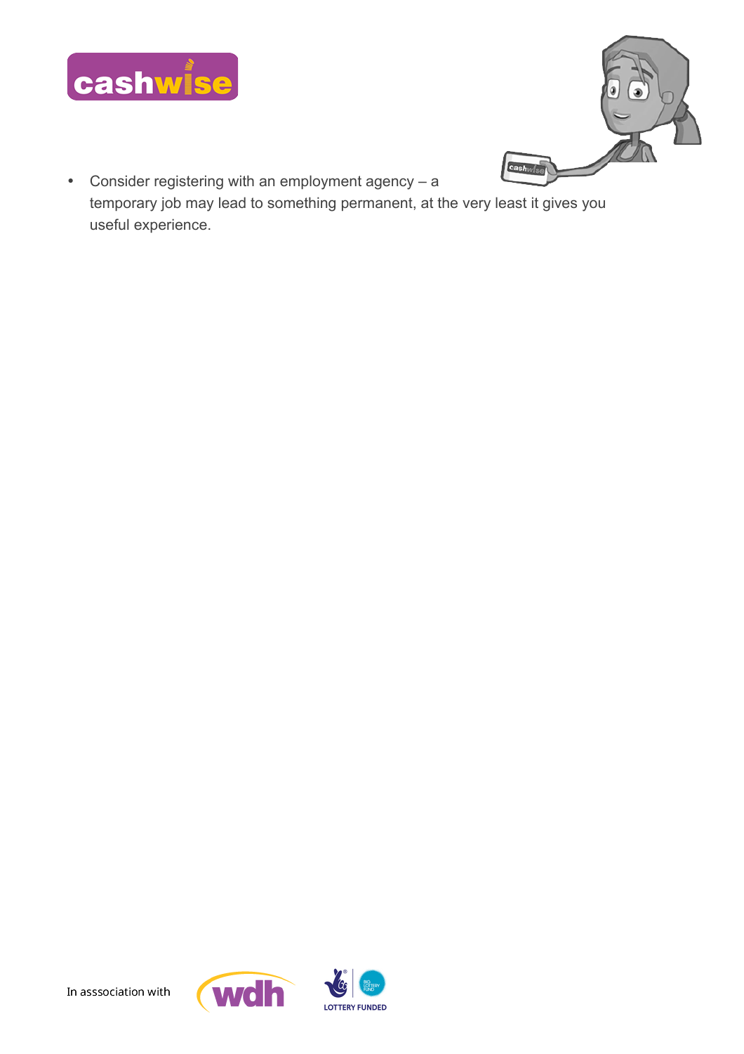- Consider registering with an employment agency – a temporary job may lead to something permanent, at the very least it gives you useful experience.